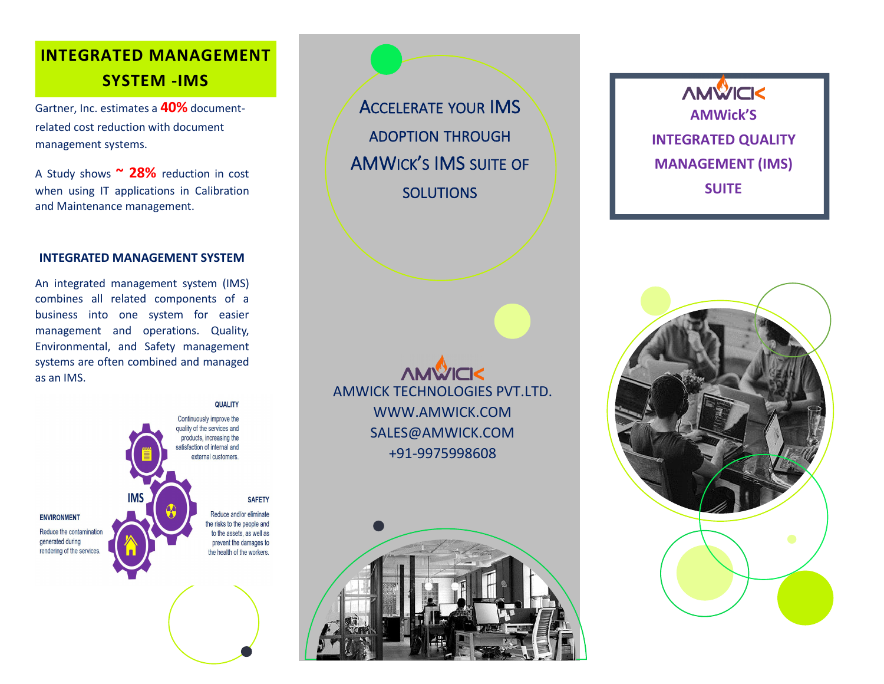# INTEGRATED MANAGEMENT SYSTEM -IMS

Gartner, Inc. estimates a **40%** document-related cost reduction with document management systems.

A Study shows **~ 28%** reduction in cost when using IT applications in Calibration and Maintenance management.

## INTEGRATED MANAGEMENT SYSTEM

An integrated management system (IMS) combines all related components of a business into one system for easier management and operations. Quality, Environmental, and Safety management systems are often combined and managed as an IMS.

IMS

**QUALITY**

Continuously improve the quality of the services and products, increasing the satisfaction of internal and external customers.

**SAFETY**

Reduce and/or eliminate the risks to the people and to the assets, as well as prevent the damages to the health of the workers.

**ENVIRONMENT**

Reduce the contamination generated during rendering of the services.

## ACCELERATE YOUR IMS ADOPTION THROUGH AMWICK'S IMS SUITE OF SOLUTIONS

AMWICK

AMWICK TECHNOLOGIES PVT.LTD.
WWW.AMWICK.COM
SALES@AMWICK.COM
+91-9975998608

AMWICK

## AMWick'S INTEGRATED QUALITY MANAGEMENT (IMS) SUITE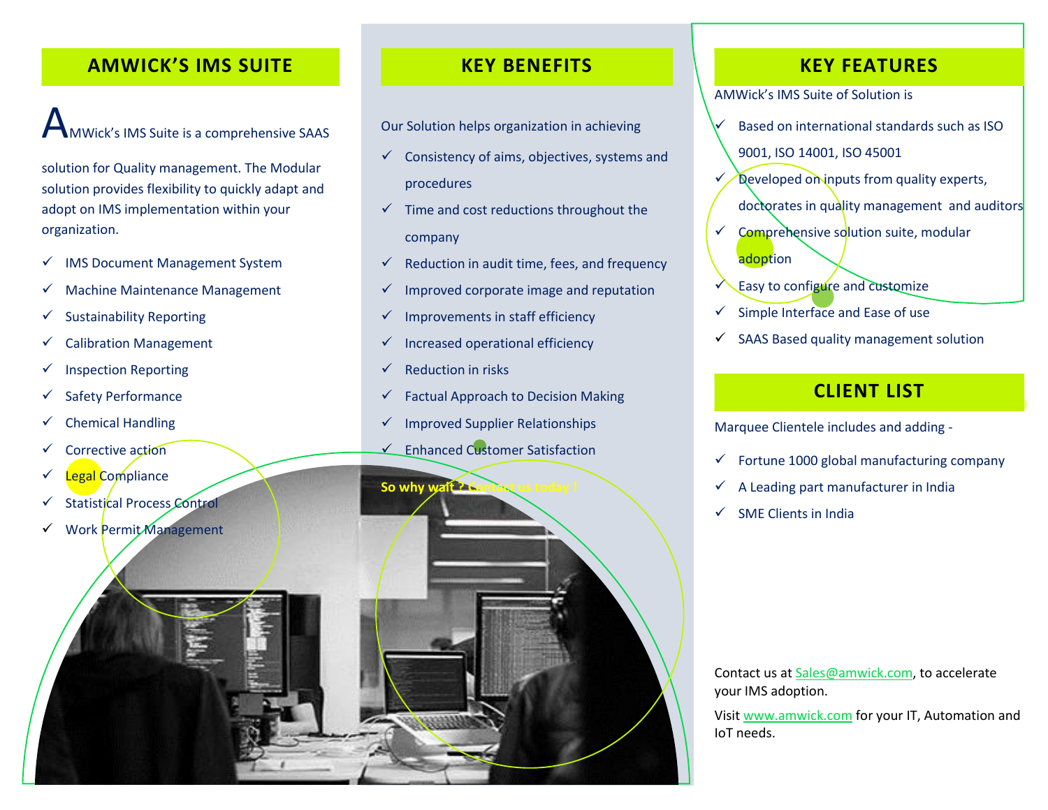## AMWICK'S IMS SUITE

AMWick's IMS Suite is a comprehensive SAAS solution for Quality management. The Modular solution provides flexibility to quickly adapt and adopt on IMS implementation within your organization.

- ✓ IMS Document Management System
- ✓ Machine Maintenance Management
- ✓ Sustainability Reporting
- ✓ Calibration Management
- ✓ Inspection Reporting
- ✓ Safety Performance
- ✓ Chemical Handling
- ✓ Corrective action
- ✓ Legal Compliance
- ✓ Statistical Process Control
- ✓ Work Permit Management

## KEY BENEFITS

Our Solution helps organization in achieving

- ✓ Consistency of aims, objectives, systems and procedures
- ✓ Time and cost reductions throughout the company
- ✓ Reduction in audit time, fees, and frequency
- ✓ Improved corporate image and reputation
- ✓ Improvements in staff efficiency
- ✓ Increased operational efficiency
- ✓ Reduction in risks
- ✓ Factual Approach to Decision Making
- ✓ Improved Supplier Relationships
- ✓ Enhanced Customer Satisfaction

**So why wait ? Contact us today !**

## KEY FEATURES

AMWick's IMS Suite of Solution is

- ✓ Based on international standards such as ISO 9001, ISO 14001, ISO 45001
- ✓ Developed on inputs from quality experts, doctorates in quality management and auditors
- ✓ Comprehensive solution suite, modular adoption
- ✓ Easy to configure and customize
- ✓ Simple Interface and Ease of use
- ✓ SAAS Based quality management solution

## CLIENT LIST

Marquee Clientele includes and adding -

- ✓ Fortune 1000 global manufacturing company
- ✓ A Leading part manufacturer in India
- ✓ SME Clients in India

Contact us at Sales@amwick.com, to accelerate your IMS adoption.

Visit www.amwick.com for your IT, Automation and IoT needs.